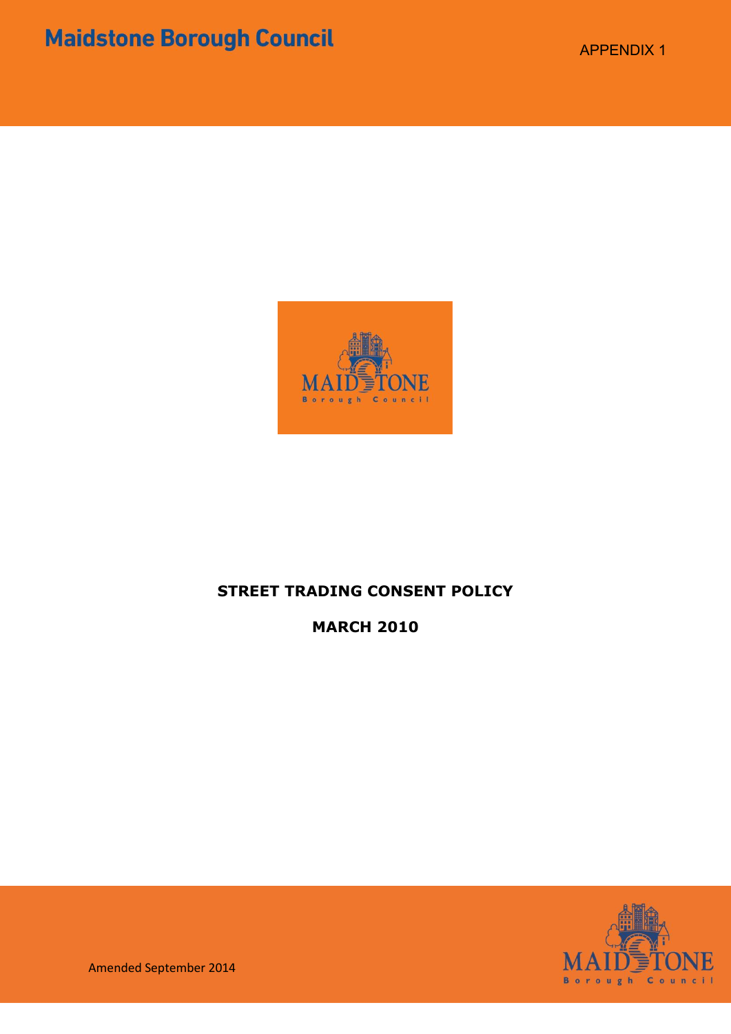Maidstone Borough Council

APPENDIX 1

# STREET TRADING CONSENT POLICY

## MARCH 2010

Amended September 2014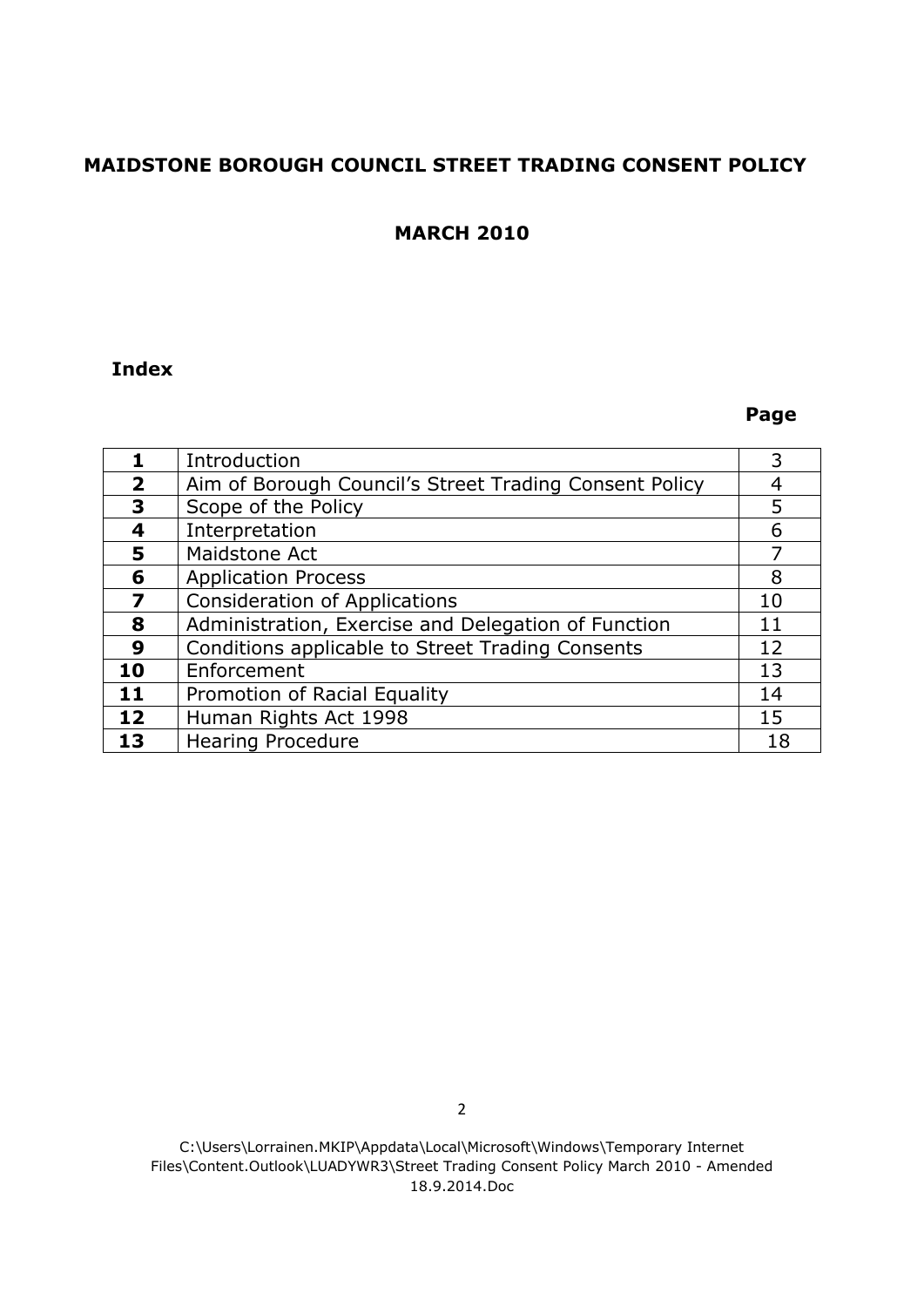# MAIDSTONE BOROUGH COUNCIL STREET TRADING CONSENT POLICY

## MARCH 2010

### Index

| | | Page |
|---|---|---|
| **1** | Introduction | 3 |
| **2** | Aim of Borough Council's Street Trading Consent Policy | 4 |
| **3** | Scope of the Policy | 5 |
| **4** | Interpretation | 6 |
| **5** | Maidstone Act | 7 |
| **6** | Application Process | 8 |
| **7** | Consideration of Applications | 10 |
| **8** | Administration, Exercise and Delegation of Function | 11 |
| **9** | Conditions applicable to Street Trading Consents | 12 |
| **10** | Enforcement | 13 |
| **11** | Promotion of Racial Equality | 14 |
| **12** | Human Rights Act 1998 | 15 |
| **13** | Hearing Procedure | 18 |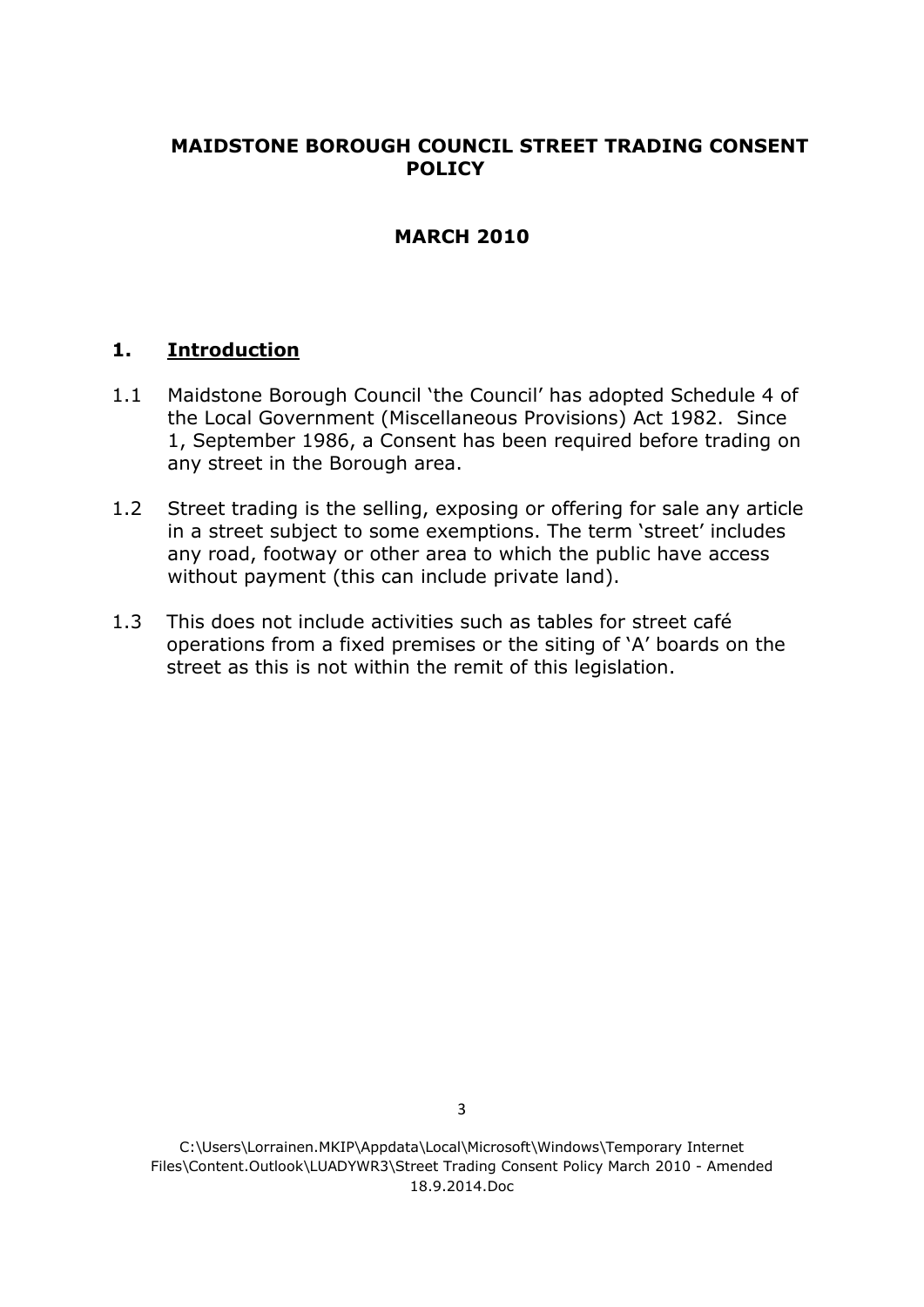# MAIDSTONE BOROUGH COUNCIL STREET TRADING CONSENT POLICY

## MARCH 2010

## 1. Introduction

1.1 Maidstone Borough Council 'the Council' has adopted Schedule 4 of the Local Government (Miscellaneous Provisions) Act 1982. Since 1, September 1986, a Consent has been required before trading on any street in the Borough area.

1.2 Street trading is the selling, exposing or offering for sale any article in a street subject to some exemptions. The term 'street' includes any road, footway or other area to which the public have access without payment (this can include private land).

1.3 This does not include activities such as tables for street café operations from a fixed premises or the siting of 'A' boards on the street as this is not within the remit of this legislation.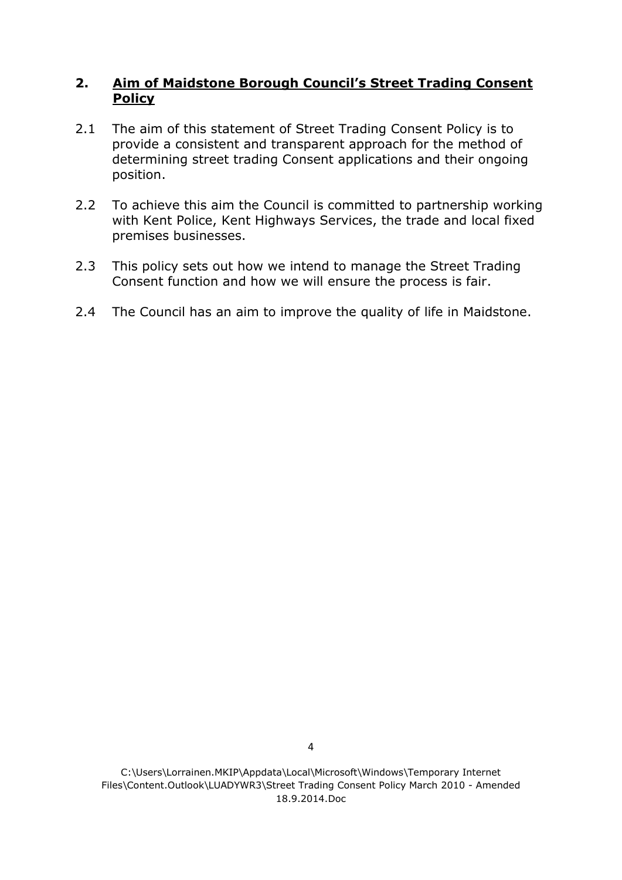## 2. Aim of Maidstone Borough Council's Street Trading Consent Policy

2.1 The aim of this statement of Street Trading Consent Policy is to provide a consistent and transparent approach for the method of determining street trading Consent applications and their ongoing position.

2.2 To achieve this aim the Council is committed to partnership working with Kent Police, Kent Highways Services, the trade and local fixed premises businesses.

2.3 This policy sets out how we intend to manage the Street Trading Consent function and how we will ensure the process is fair.

2.4 The Council has an aim to improve the quality of life in Maidstone.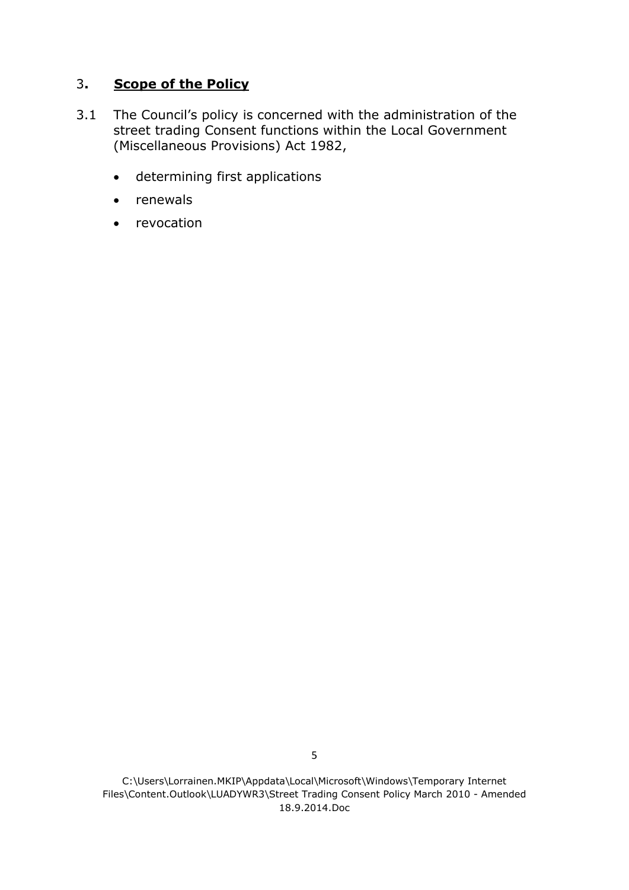## 3. **Scope of the Policy**

3.1 The Council's policy is concerned with the administration of the street trading Consent functions within the Local Government (Miscellaneous Provisions) Act 1982,

- determining first applications
- renewals
- revocation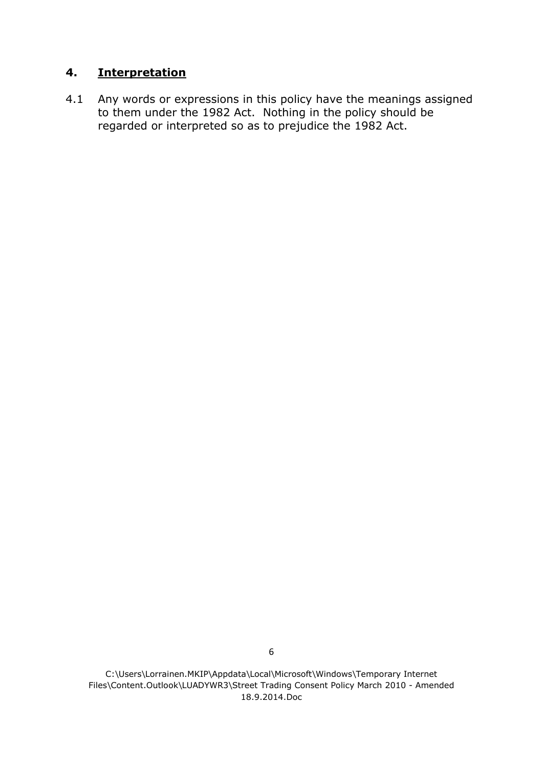## 4. Interpretation

4.1 Any words or expressions in this policy have the meanings assigned to them under the 1982 Act. Nothing in the policy should be regarded or interpreted so as to prejudice the 1982 Act.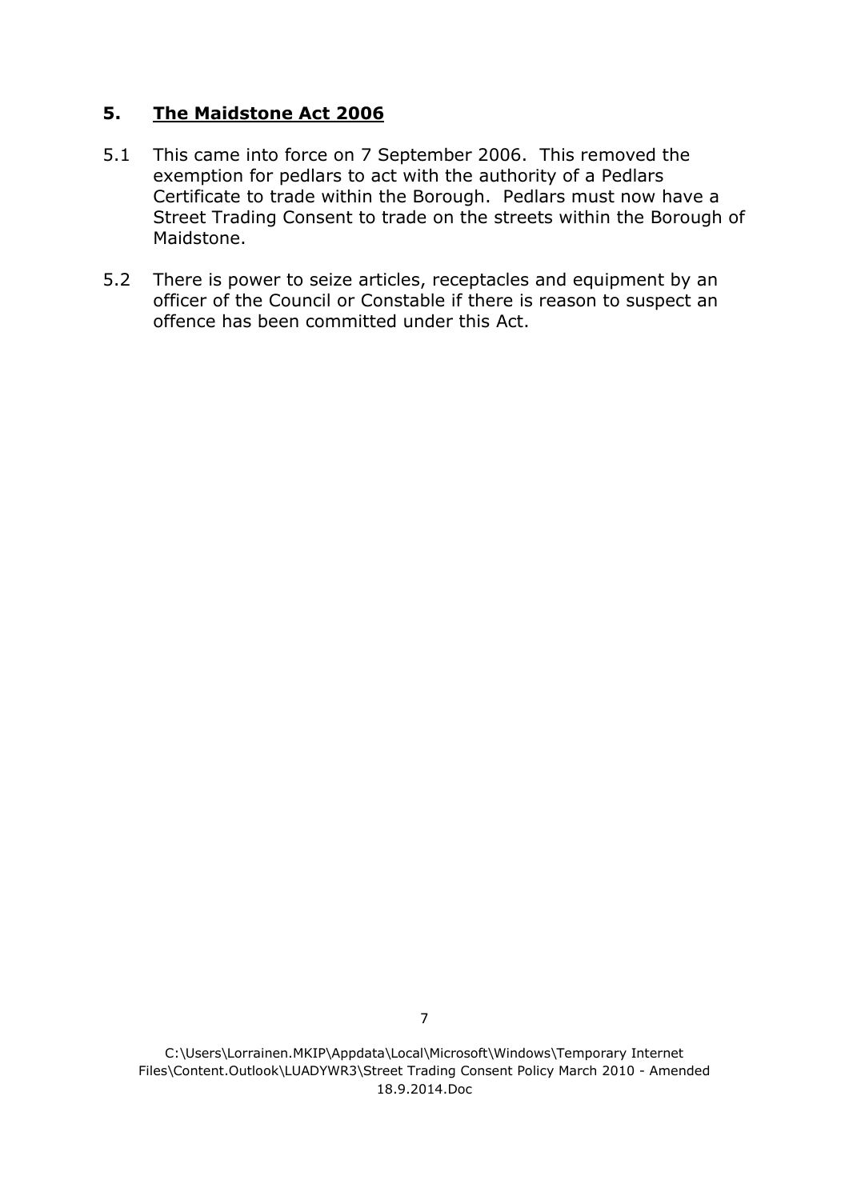## 5. The Maidstone Act 2006

5.1 This came into force on 7 September 2006. This removed the exemption for pedlars to act with the authority of a Pedlars Certificate to trade within the Borough. Pedlars must now have a Street Trading Consent to trade on the streets within the Borough of Maidstone.

5.2 There is power to seize articles, receptacles and equipment by an officer of the Council or Constable if there is reason to suspect an offence has been committed under this Act.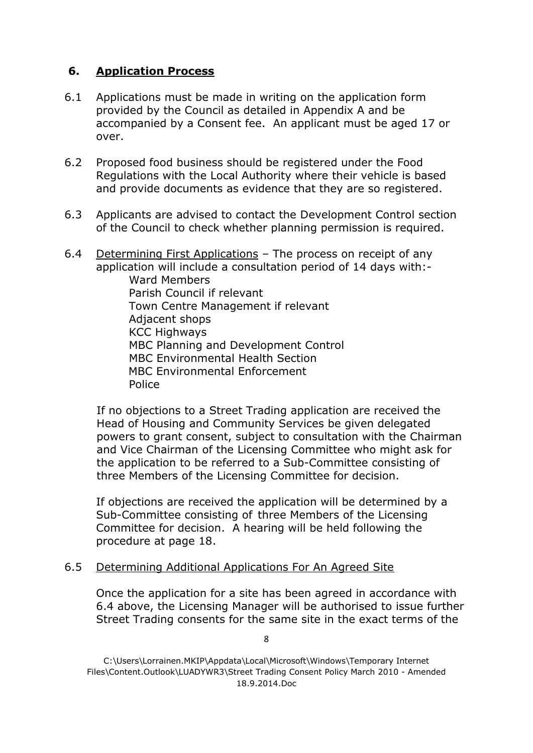## 6. **Application Process**

6.1 Applications must be made in writing on the application form provided by the Council as detailed in Appendix A and be accompanied by a Consent fee. An applicant must be aged 17 or over.

6.2 Proposed food business should be registered under the Food Regulations with the Local Authority where their vehicle is based and provide documents as evidence that they are so registered.

6.3 Applicants are advised to contact the Development Control section of the Council to check whether planning permission is required.

6.4 Determining First Applications – The process on receipt of any application will include a consultation period of 14 days with:-

- Ward Members
- Parish Council if relevant
- Town Centre Management if relevant
- Adjacent shops
- KCC Highways
- MBC Planning and Development Control
- MBC Environmental Health Section
- MBC Environmental Enforcement
- Police

If no objections to a Street Trading application are received the Head of Housing and Community Services be given delegated powers to grant consent, subject to consultation with the Chairman and Vice Chairman of the Licensing Committee who might ask for the application to be referred to a Sub-Committee consisting of three Members of the Licensing Committee for decision.

If objections are received the application will be determined by a Sub-Committee consisting of three Members of the Licensing Committee for decision. A hearing will be held following the procedure at page 18.

6.5 Determining Additional Applications For An Agreed Site

Once the application for a site has been agreed in accordance with 6.4 above, the Licensing Manager will be authorised to issue further Street Trading consents for the same site in the exact terms of the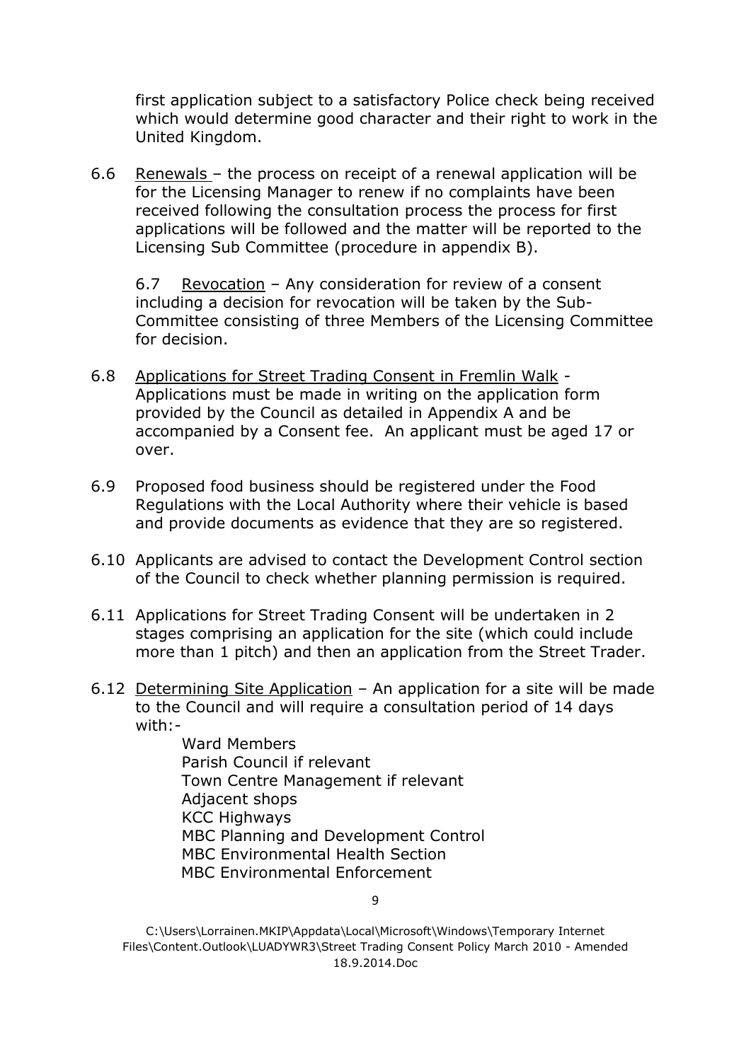first application subject to a satisfactory Police check being received which would determine good character and their right to work in the United Kingdom.

6.6 Renewals – the process on receipt of a renewal application will be for the Licensing Manager to renew if no complaints have been received following the consultation process the process for first applications will be followed and the matter will be reported to the Licensing Sub Committee (procedure in appendix B).

6.7 Revocation – Any consideration for review of a consent including a decision for revocation will be taken by the Sub-Committee consisting of three Members of the Licensing Committee for decision.

6.8 Applications for Street Trading Consent in Fremlin Walk - Applications must be made in writing on the application form provided by the Council as detailed in Appendix A and be accompanied by a Consent fee. An applicant must be aged 17 or over.

6.9 Proposed food business should be registered under the Food Regulations with the Local Authority where their vehicle is based and provide documents as evidence that they are so registered.

6.10 Applicants are advised to contact the Development Control section of the Council to check whether planning permission is required.

6.11 Applications for Street Trading Consent will be undertaken in 2 stages comprising an application for the site (which could include more than 1 pitch) and then an application from the Street Trader.

6.12 Determining Site Application – An application for a site will be made to the Council and will require a consultation period of 14 days with:-

Ward Members
Parish Council if relevant
Town Centre Management if relevant
Adjacent shops
KCC Highways
MBC Planning and Development Control
MBC Environmental Health Section
MBC Environmental Enforcement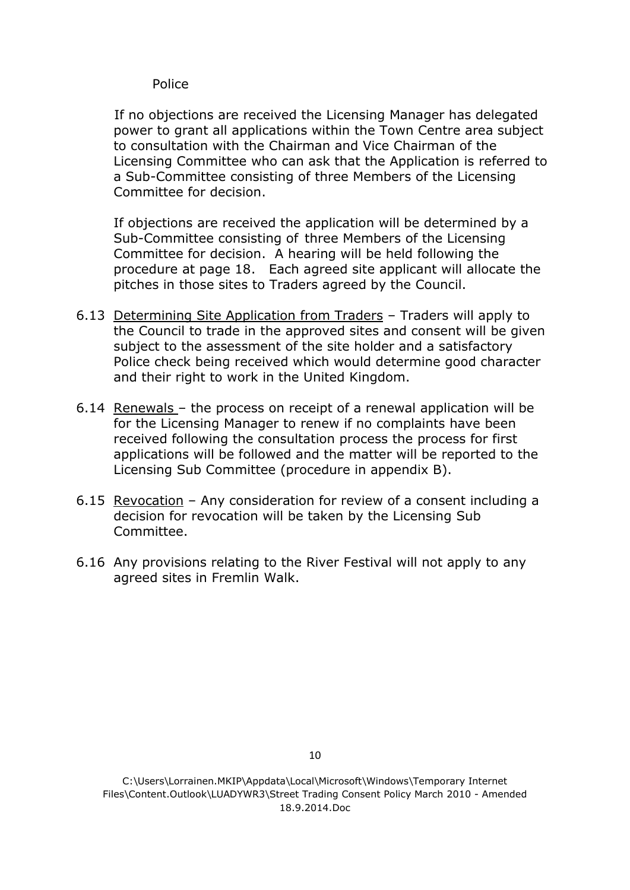Police

If no objections are received the Licensing Manager has delegated power to grant all applications within the Town Centre area subject to consultation with the Chairman and Vice Chairman of the Licensing Committee who can ask that the Application is referred to a Sub-Committee consisting of three Members of the Licensing Committee for decision.

If objections are received the application will be determined by a Sub-Committee consisting of three Members of the Licensing Committee for decision. A hearing will be held following the procedure at page 18. Each agreed site applicant will allocate the pitches in those sites to Traders agreed by the Council.

6.13 Determining Site Application from Traders – Traders will apply to the Council to trade in the approved sites and consent will be given subject to the assessment of the site holder and a satisfactory Police check being received which would determine good character and their right to work in the United Kingdom.

6.14 Renewals – the process on receipt of a renewal application will be for the Licensing Manager to renew if no complaints have been received following the consultation process the process for first applications will be followed and the matter will be reported to the Licensing Sub Committee (procedure in appendix B).

6.15 Revocation – Any consideration for review of a consent including a decision for revocation will be taken by the Licensing Sub Committee.

6.16 Any provisions relating to the River Festival will not apply to any agreed sites in Fremlin Walk.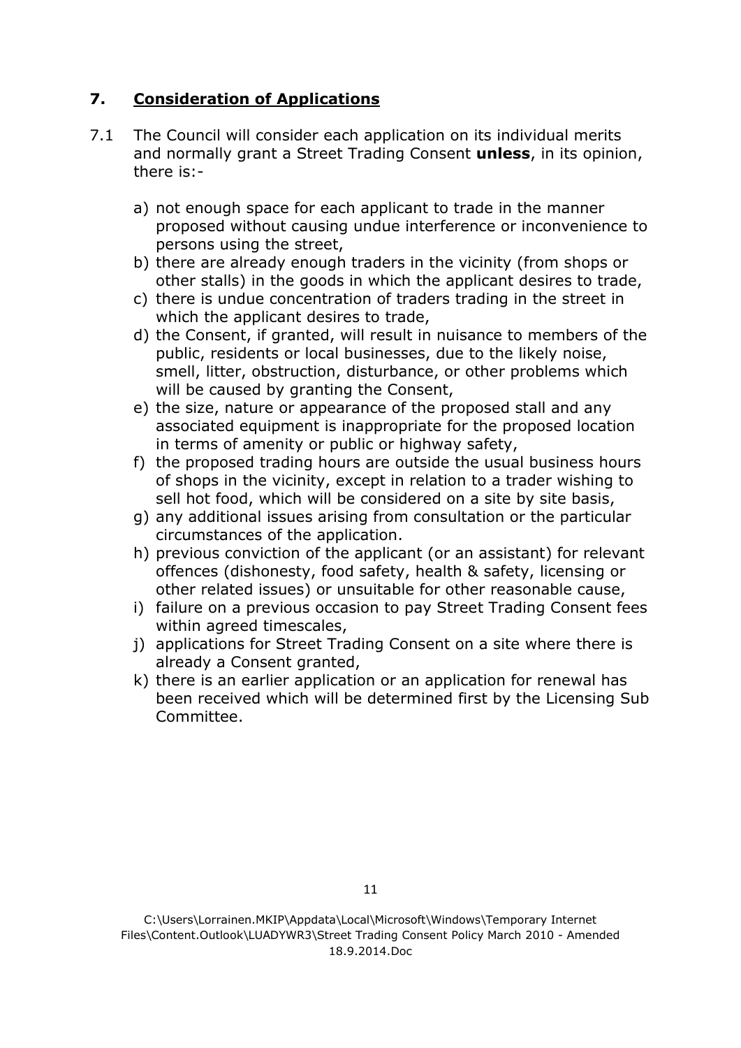## 7. Consideration of Applications

7.1 The Council will consider each application on its individual merits and normally grant a Street Trading Consent **unless**, in its opinion, there is:-

a) not enough space for each applicant to trade in the manner proposed without causing undue interference or inconvenience to persons using the street,
b) there are already enough traders in the vicinity (from shops or other stalls) in the goods in which the applicant desires to trade,
c) there is undue concentration of traders trading in the street in which the applicant desires to trade,
d) the Consent, if granted, will result in nuisance to members of the public, residents or local businesses, due to the likely noise, smell, litter, obstruction, disturbance, or other problems which will be caused by granting the Consent,
e) the size, nature or appearance of the proposed stall and any associated equipment is inappropriate for the proposed location in terms of amenity or public or highway safety,
f) the proposed trading hours are outside the usual business hours of shops in the vicinity, except in relation to a trader wishing to sell hot food, which will be considered on a site by site basis,
g) any additional issues arising from consultation or the particular circumstances of the application.
h) previous conviction of the applicant (or an assistant) for relevant offences (dishonesty, food safety, health & safety, licensing or other related issues) or unsuitable for other reasonable cause,
i) failure on a previous occasion to pay Street Trading Consent fees within agreed timescales,
j) applications for Street Trading Consent on a site where there is already a Consent granted,
k) there is an earlier application or an application for renewal has been received which will be determined first by the Licensing Sub Committee.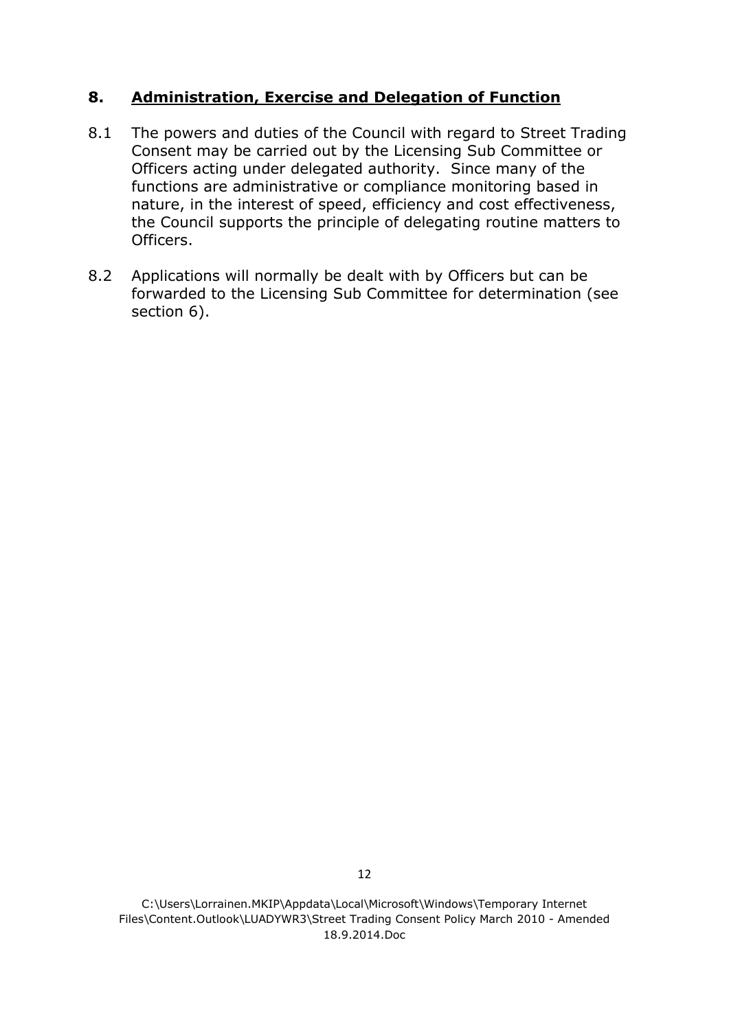## 8. Administration, Exercise and Delegation of Function

8.1 The powers and duties of the Council with regard to Street Trading Consent may be carried out by the Licensing Sub Committee or Officers acting under delegated authority. Since many of the functions are administrative or compliance monitoring based in nature, in the interest of speed, efficiency and cost effectiveness, the Council supports the principle of delegating routine matters to Officers.

8.2 Applications will normally be dealt with by Officers but can be forwarded to the Licensing Sub Committee for determination (see section 6).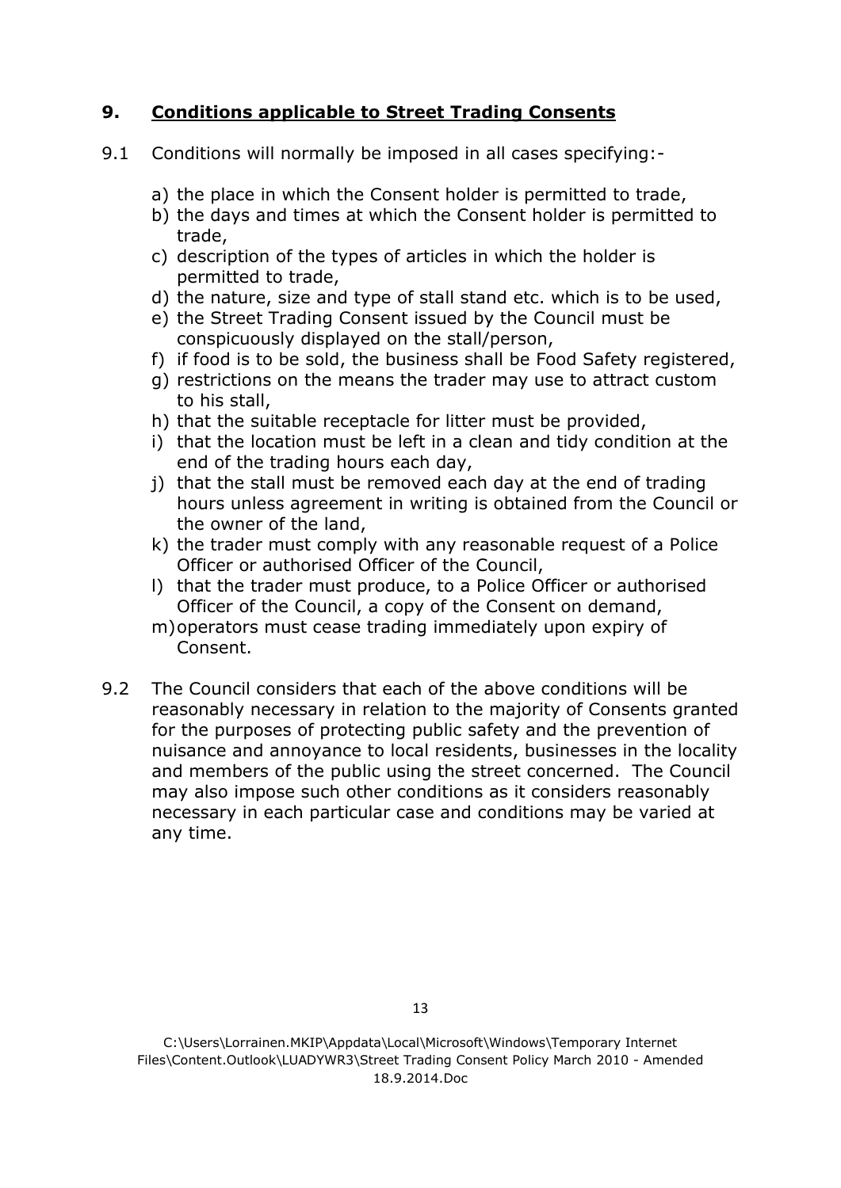## 9. Conditions applicable to Street Trading Consents

9.1 Conditions will normally be imposed in all cases specifying:-

a) the place in which the Consent holder is permitted to trade,
b) the days and times at which the Consent holder is permitted to trade,
c) description of the types of articles in which the holder is permitted to trade,
d) the nature, size and type of stall stand etc. which is to be used,
e) the Street Trading Consent issued by the Council must be conspicuously displayed on the stall/person,
f) if food is to be sold, the business shall be Food Safety registered,
g) restrictions on the means the trader may use to attract custom to his stall,
h) that the suitable receptacle for litter must be provided,
i) that the location must be left in a clean and tidy condition at the end of the trading hours each day,
j) that the stall must be removed each day at the end of trading hours unless agreement in writing is obtained from the Council or the owner of the land,
k) the trader must comply with any reasonable request of a Police Officer or authorised Officer of the Council,
l) that the trader must produce, to a Police Officer or authorised Officer of the Council, a copy of the Consent on demand,
m) operators must cease trading immediately upon expiry of Consent.

9.2 The Council considers that each of the above conditions will be reasonably necessary in relation to the majority of Consents granted for the purposes of protecting public safety and the prevention of nuisance and annoyance to local residents, businesses in the locality and members of the public using the street concerned. The Council may also impose such other conditions as it considers reasonably necessary in each particular case and conditions may be varied at any time.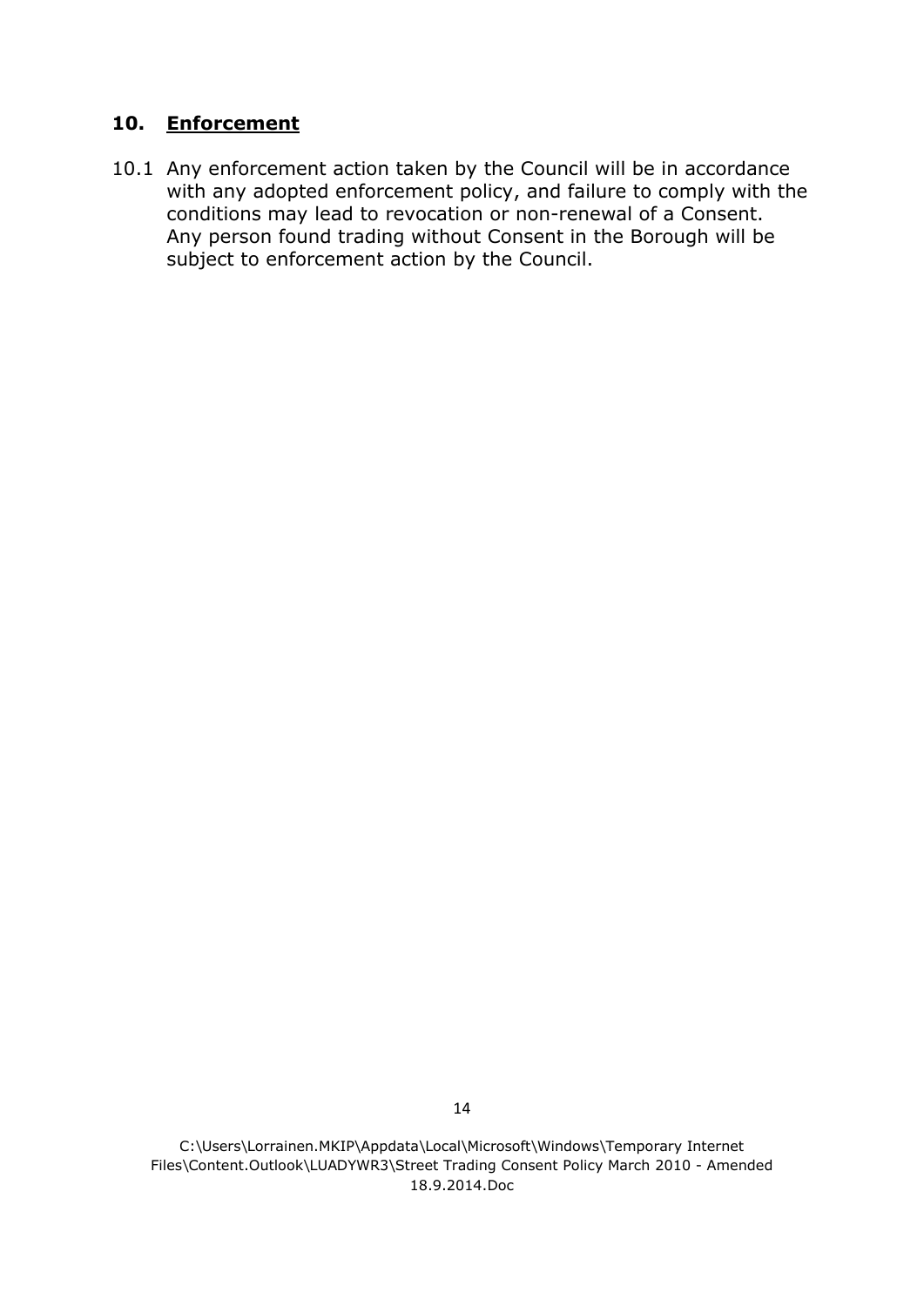## 10. Enforcement

10.1 Any enforcement action taken by the Council will be in accordance with any adopted enforcement policy, and failure to comply with the conditions may lead to revocation or non-renewal of a Consent. Any person found trading without Consent in the Borough will be subject to enforcement action by the Council.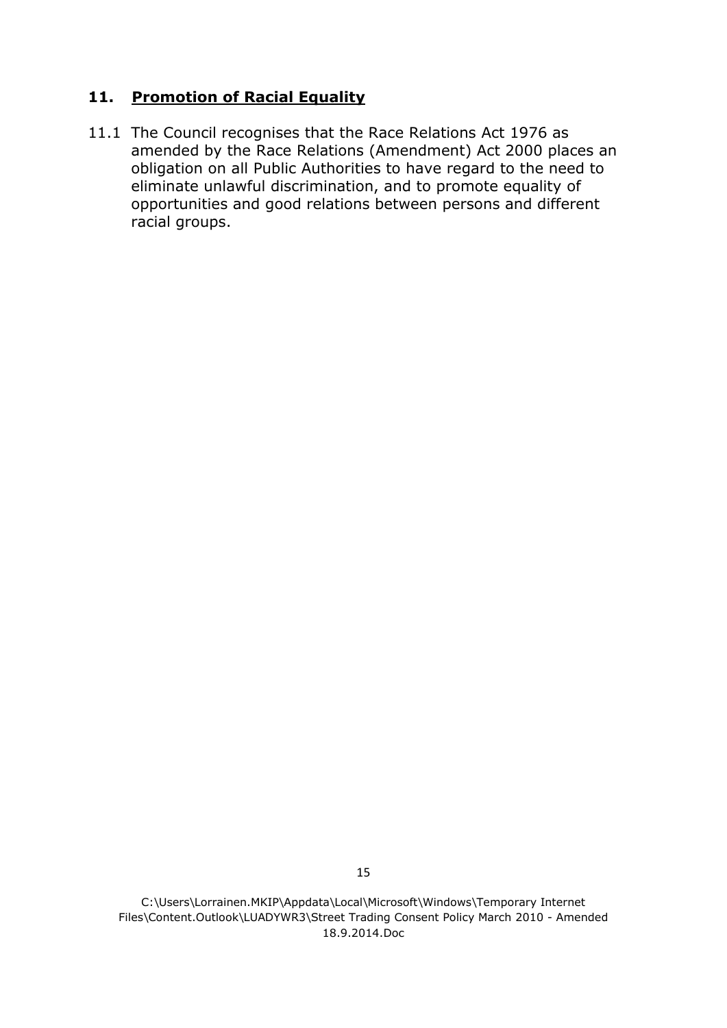## 11. Promotion of Racial Equality

11.1 The Council recognises that the Race Relations Act 1976 as amended by the Race Relations (Amendment) Act 2000 places an obligation on all Public Authorities to have regard to the need to eliminate unlawful discrimination, and to promote equality of opportunities and good relations between persons and different racial groups.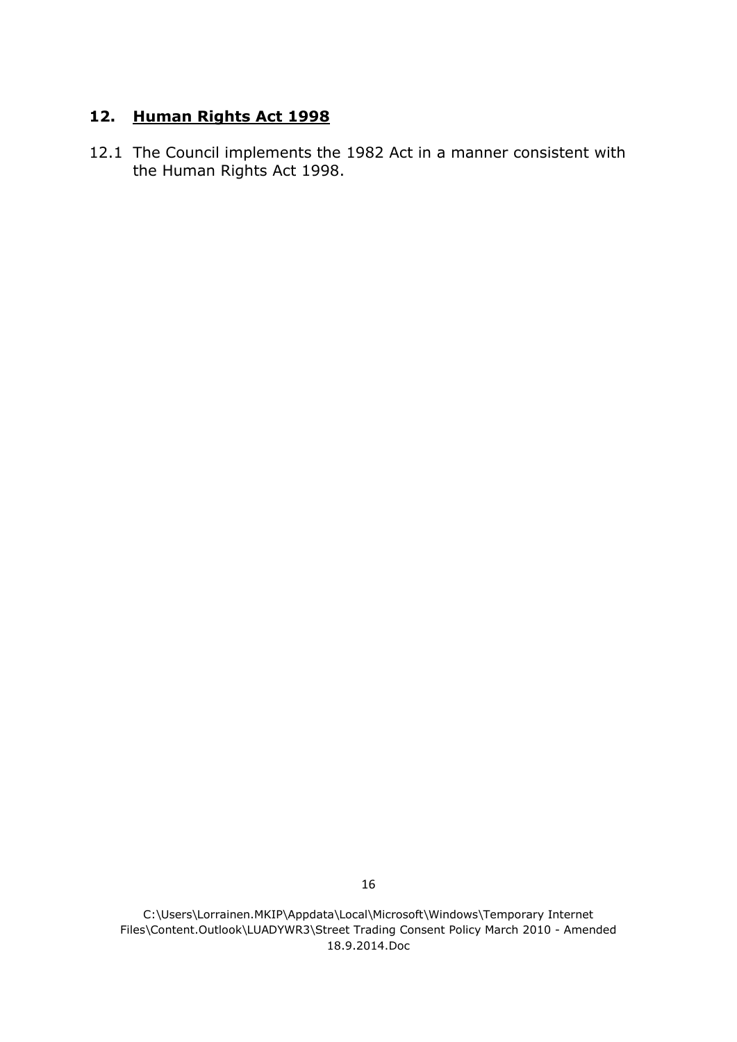## 12. Human Rights Act 1998

12.1 The Council implements the 1982 Act in a manner consistent with the Human Rights Act 1998.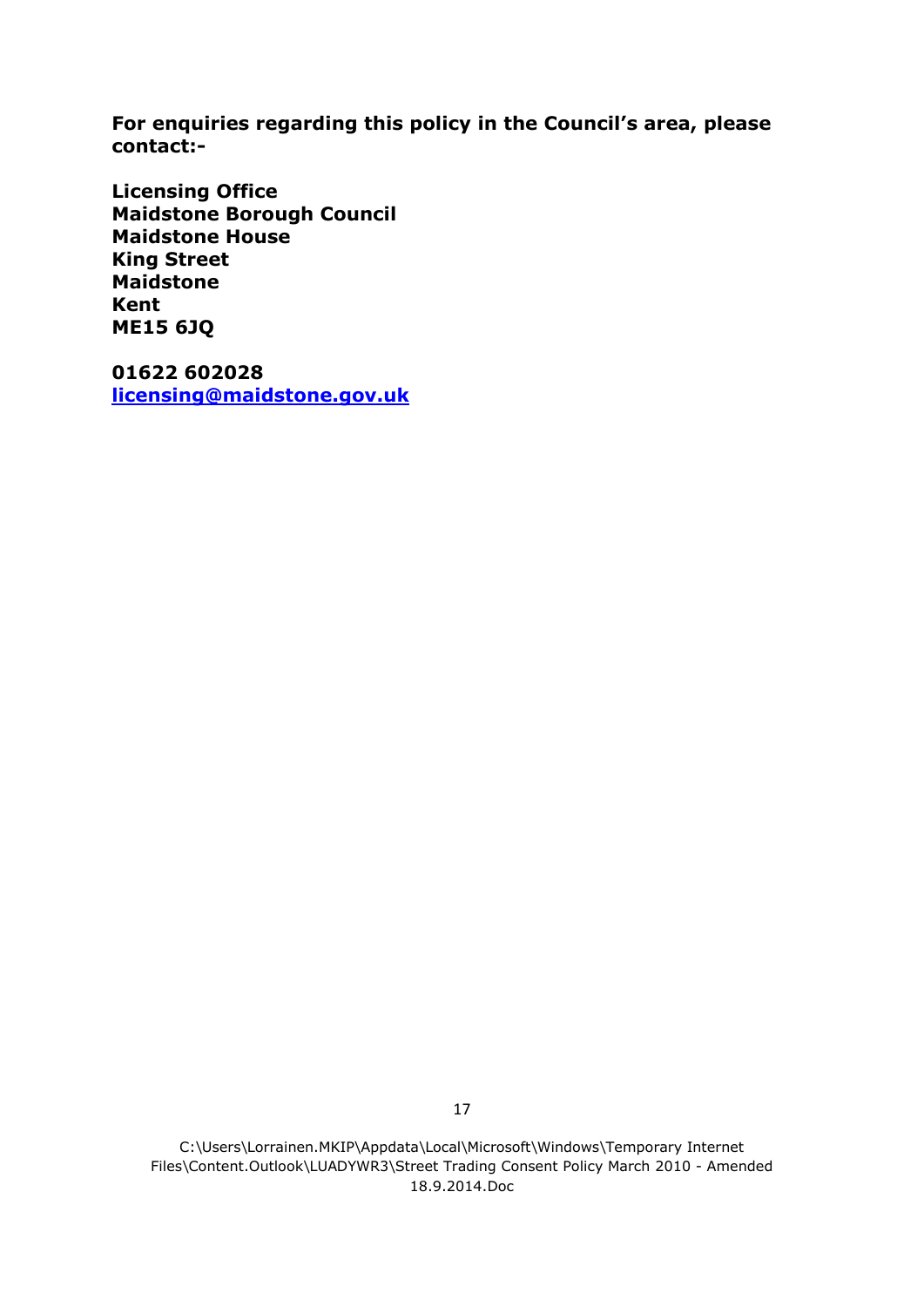**For enquiries regarding this policy in the Council's area, please contact:-**

**Licensing Office**
**Maidstone Borough Council**
**Maidstone House**
**King Street**
**Maidstone**
**Kent**
**ME15 6JQ**

**01622 602028**
**[licensing@maidstone.gov.uk](mailto:licensing@maidstone.gov.uk)**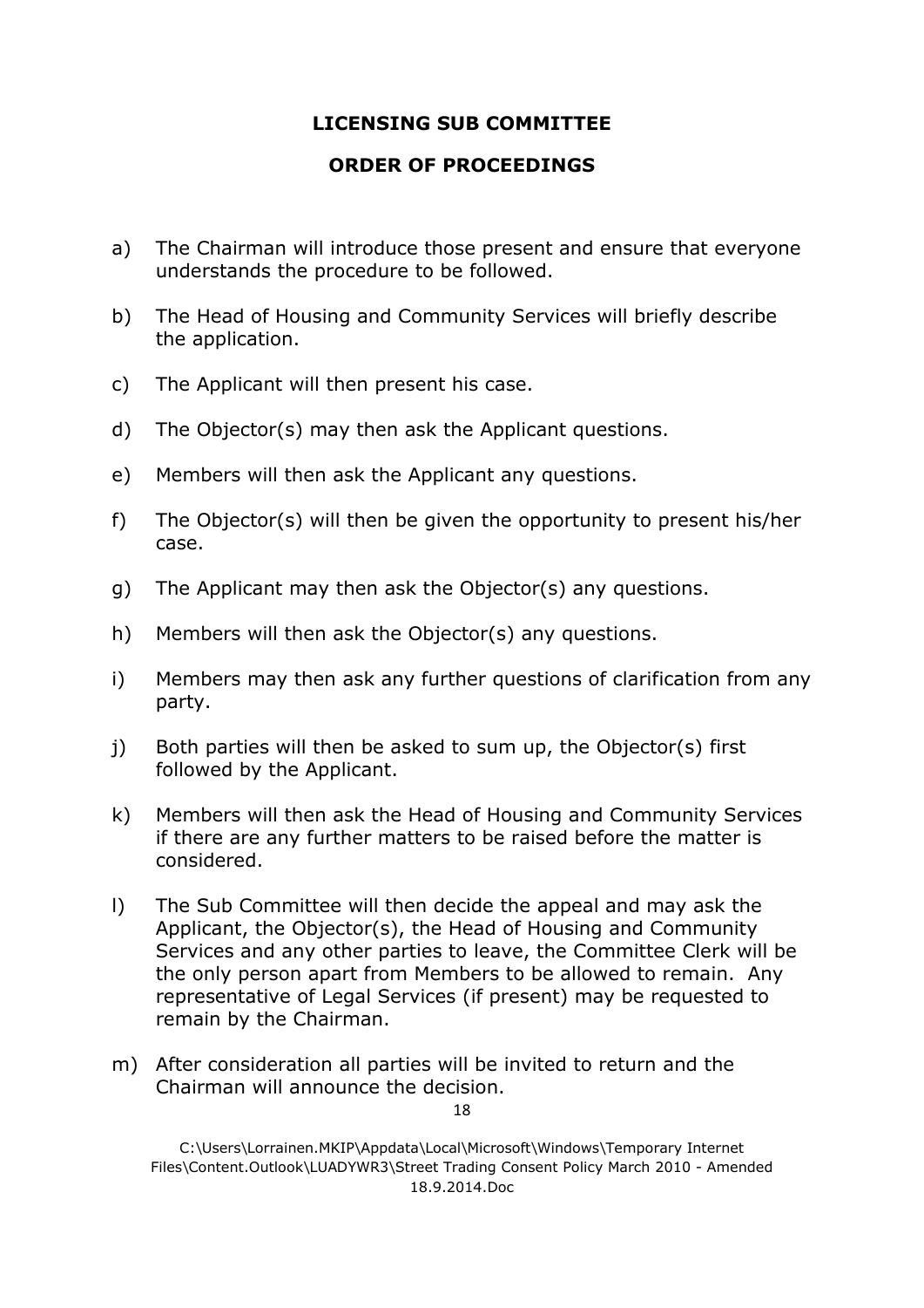# LICENSING SUB COMMITTEE

## ORDER OF PROCEEDINGS

a) The Chairman will introduce those present and ensure that everyone understands the procedure to be followed.

b) The Head of Housing and Community Services will briefly describe the application.

c) The Applicant will then present his case.

d) The Objector(s) may then ask the Applicant questions.

e) Members will then ask the Applicant any questions.

f) The Objector(s) will then be given the opportunity to present his/her case.

g) The Applicant may then ask the Objector(s) any questions.

h) Members will then ask the Objector(s) any questions.

i) Members may then ask any further questions of clarification from any party.

j) Both parties will then be asked to sum up, the Objector(s) first followed by the Applicant.

k) Members will then ask the Head of Housing and Community Services if there are any further matters to be raised before the matter is considered.

l) The Sub Committee will then decide the appeal and may ask the Applicant, the Objector(s), the Head of Housing and Community Services and any other parties to leave, the Committee Clerk will be the only person apart from Members to be allowed to remain. Any representative of Legal Services (if present) may be requested to remain by the Chairman.

m) After consideration all parties will be invited to return and the Chairman will announce the decision.